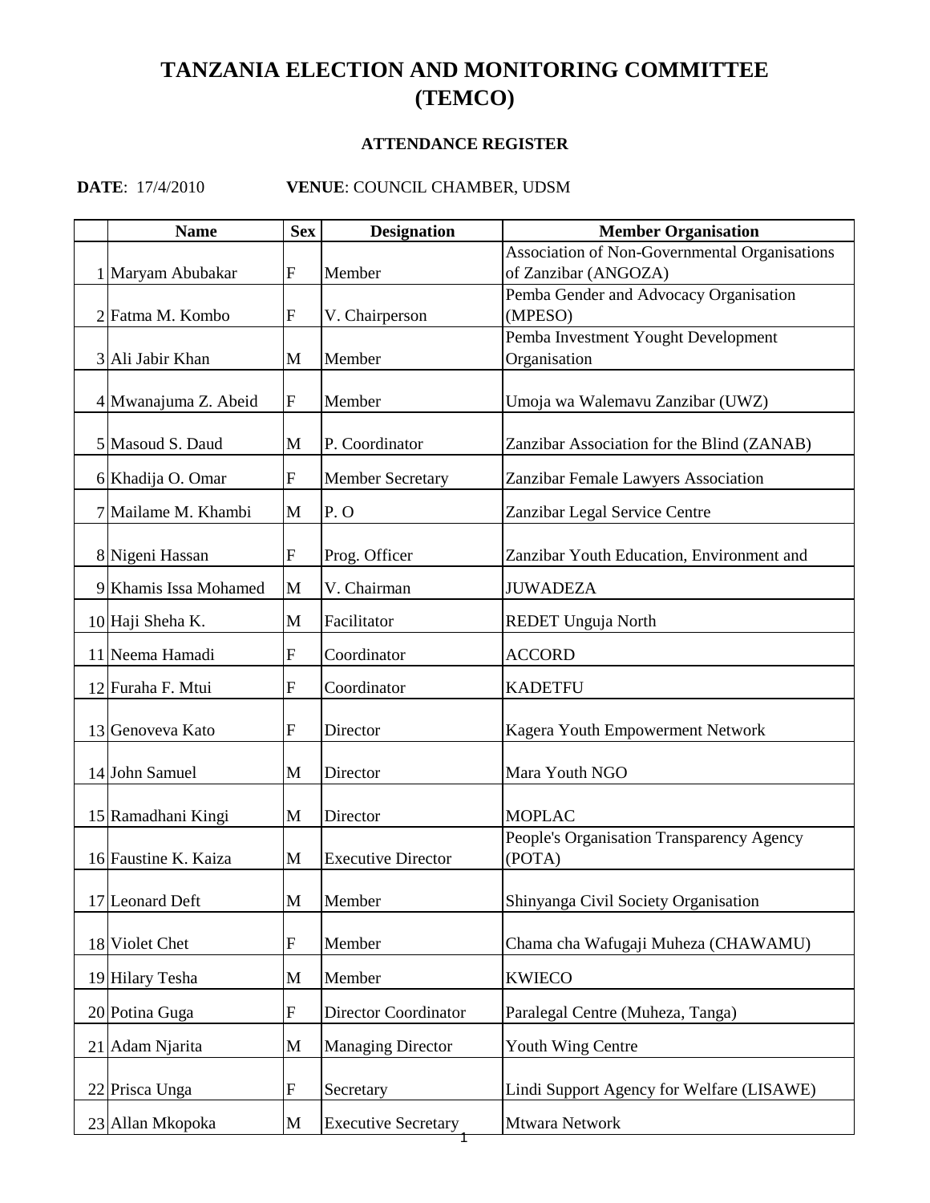# TANZANIA ELECTION AND MONITORING COMMITTEE (TEMCO)

### ATTENDANCE REGISTER

**DATE**: 17/4/2010 **VENUE**: COUNCIL CHAMBER, UDSM

| | Name | Sex | Designation | Member Organisation |
|---|---|---|---|---|
| 1 | Maryam Abubakar | F | Member | Association of Non-Governmental Organisations of Zanzibar (ANGOZA) |
| 2 | Fatma M. Kombo | F | V. Chairperson | Pemba Gender and Advocacy Organisation (MPESO) |
| 3 | Ali Jabir Khan | M | Member | Pemba Investment Yought Development Organisation |
| 4 | Mwanajuma Z. Abeid | F | Member | Umoja wa Walemavu Zanzibar (UWZ) |
| 5 | Masoud S. Daud | M | P. Coordinator | Zanzibar Association for the Blind (ZANAB) |
| 6 | Khadija O. Omar | F | Member Secretary | Zanzibar Female Lawyers Association |
| 7 | Mailame M. Khambi | M | P. O | Zanzibar Legal Service Centre |
| 8 | Nigeni Hassan | F | Prog. Officer | Zanzibar Youth Education, Environment and |
| 9 | Khamis Issa Mohamed | M | V. Chairman | JUWADEZA |
| 10 | Haji Sheha K. | M | Facilitator | REDET Unguja North |
| 11 | Neema Hamadi | F | Coordinator | ACCORD |
| 12 | Furaha F. Mtui | F | Coordinator | KADETFU |
| 13 | Genoveva Kato | F | Director | Kagera Youth Empowerment Network |
| 14 | John Samuel | M | Director | Mara Youth NGO |
| 15 | Ramadhani Kingi | M | Director | MOPLAC |
| 16 | Faustine K. Kaiza | M | Executive Director | People's Organisation Transparency Agency (POTA) |
| 17 | Leonard Deft | M | Member | Shinyanga Civil Society Organisation |
| 18 | Violet Chet | F | Member | Chama cha Wafugaji Muheza (CHAWAMU) |
| 19 | Hilary Tesha | M | Member | KWIECO |
| 20 | Potina Guga | F | Director Coordinator | Paralegal Centre (Muheza, Tanga) |
| 21 | Adam Njarita | M | Managing Director | Youth Wing Centre |
| 22 | Prisca Unga | F | Secretary | Lindi Support Agency for Welfare (LISAWE) |
| 23 | Allan Mkopoka | M | Executive Secretary | Mtwara Network |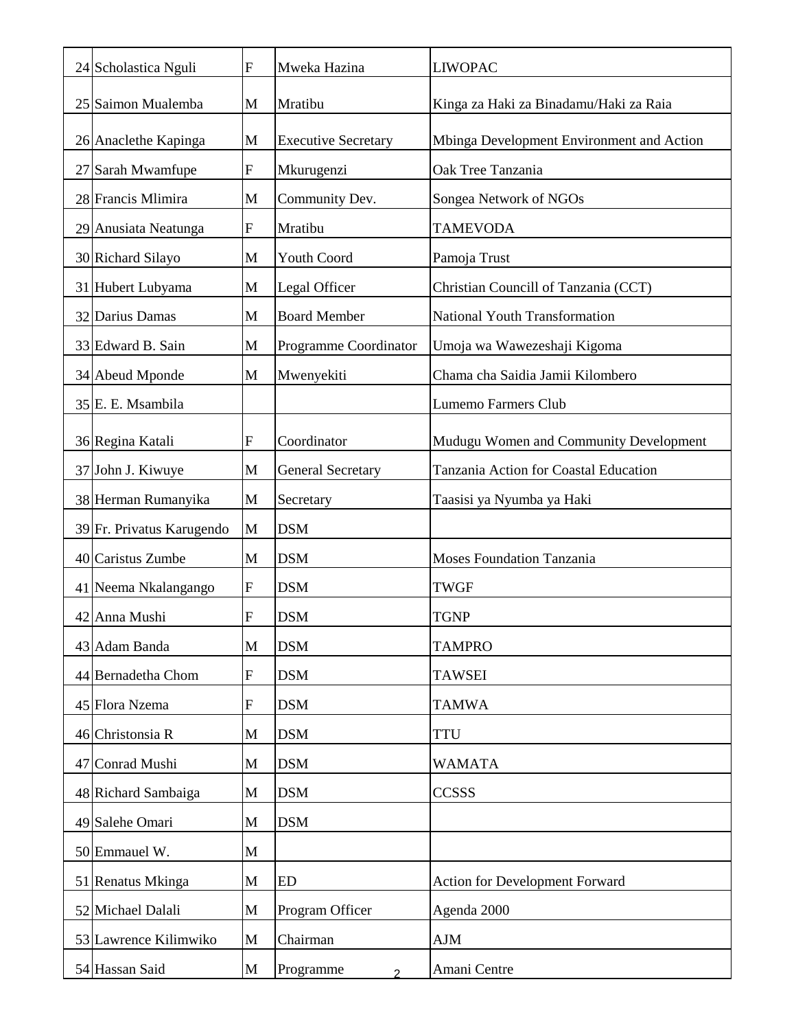| | | | | |
|---|---|---|---|---|
| 24 | Scholastica Nguli | F | Mweka Hazina | LIWOPAC |
| 25 | Saimon Mualemba | M | Mratibu | Kinga za Haki za Binadamu/Haki za Raia |
| 26 | Anaclethe Kapinga | M | Executive Secretary | Mbinga Development Environment and Action |
| 27 | Sarah Mwamfupe | F | Mkurugenzi | Oak Tree Tanzania |
| 28 | Francis Mlimira | M | Community Dev. | Songea Network of NGOs |
| 29 | Anusiata Neatunga | F | Mratibu | TAMEVODA |
| 30 | Richard Silayo | M | Youth Coord | Pamoja Trust |
| 31 | Hubert Lubyama | M | Legal Officer | Christian Councill of Tanzania (CCT) |
| 32 | Darius Damas | M | Board Member | National Youth Transformation |
| 33 | Edward B. Sain | M | Programme Coordinator | Umoja wa Wawezeshaji Kigoma |
| 34 | Abeud Mponde | M | Mwenyekiti | Chama cha Saidia Jamii Kilombero |
| 35 | E. E. Msambila | | | Lumemo Farmers Club |
| 36 | Regina Katali | F | Coordinator | Mudugu Women and Community Development |
| 37 | John J. Kiwuye | M | General Secretary | Tanzania Action for Coastal Education |
| 38 | Herman Rumanyika | M | Secretary | Taasisi ya Nyumba ya Haki |
| 39 | Fr. Privatus Karugendo | M | DSM | |
| 40 | Caristus Zumbe | M | DSM | Moses Foundation Tanzania |
| 41 | Neema Nkalangango | F | DSM | TWGF |
| 42 | Anna Mushi | F | DSM | TGNP |
| 43 | Adam Banda | M | DSM | TAMPRO |
| 44 | Bernadetha Chom | F | DSM | TAWSEI |
| 45 | Flora Nzema | F | DSM | TAMWA |
| 46 | Christonsia R | M | DSM | TTU |
| 47 | Conrad Mushi | M | DSM | WAMATA |
| 48 | Richard Sambaiga | M | DSM | CCSSS |
| 49 | Salehe Omari | M | DSM | |
| 50 | Emmauel W. | M | | |
| 51 | Renatus Mkinga | M | ED | Action for Development Forward |
| 52 | Michael Dalali | M | Program Officer | Agenda 2000 |
| 53 | Lawrence Kilimwiko | M | Chairman | AJM |
| 54 | Hassan Said | M | Programme | Amani Centre |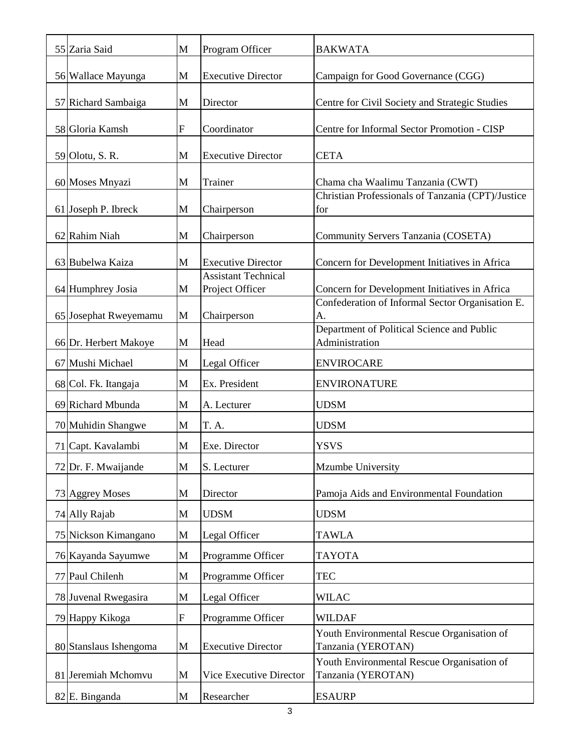| 55 | Zaria Said | M | Program Officer | BAKWATA |
|---|---|---|---|---|
| 56 | Wallace Mayunga | M | Executive Director | Campaign for Good Governance (CGG) |
| 57 | Richard Sambaiga | M | Director | Centre for Civil Society and Strategic Studies |
| 58 | Gloria Kamsh | F | Coordinator | Centre for Informal Sector Promotion - CISP |
| 59 | Olotu, S. R. | M | Executive Director | CETA |
| 60 | Moses Mnyazi | M | Trainer | Chama cha Waalimu Tanzania (CWT) |
| 61 | Joseph P. Ibreck | M | Chairperson | Christian Professionals of Tanzania (CPT)/Justice for |
| 62 | Rahim Niah | M | Chairperson | Community Servers Tanzania (COSETA) |
| 63 | Bubelwa Kaiza | M | Executive Director | Concern for Development Initiatives in Africa |
| 64 | Humphrey Josia | M | Assistant Technical Project Officer | Concern for Development Initiatives in Africa |
| 65 | Josephat Rweyemamu | M | Chairperson | Confederation of Informal Sector Organisation E. A. |
| 66 | Dr. Herbert Makoye | M | Head | Department of Political Science and Public Administration |
| 67 | Mushi Michael | M | Legal Officer | ENVIROCARE |
| 68 | Col. Fk. Itangaja | M | Ex. President | ENVIRONATURE |
| 69 | Richard Mbunda | M | A. Lecturer | UDSM |
| 70 | Muhidin Shangwe | M | T. A. | UDSM |
| 71 | Capt. Kavalambi | M | Exe. Director | YSVS |
| 72 | Dr. F. Mwaijande | M | S. Lecturer | Mzumbe University |
| 73 | Aggrey Moses | M | Director | Pamoja Aids and Environmental Foundation |
| 74 | Ally Rajab | M | UDSM | UDSM |
| 75 | Nickson Kimangano | M | Legal Officer | TAWLA |
| 76 | Kayanda Sayumwe | M | Programme Officer | TAYOTA |
| 77 | Paul Chilenh | M | Programme Officer | TEC |
| 78 | Juvenal Rwegasira | M | Legal Officer | WILAC |
| 79 | Happy Kikoga | F | Programme Officer | WILDAF |
| 80 | Stanslaus Ishengoma | M | Executive Director | Youth Environmental Rescue Organisation of Tanzania (YEROTAN) |
| 81 | Jeremiah Mchomvu | M | Vice Executive Director | Youth Environmental Rescue Organisation of Tanzania (YEROTAN) |
| 82 | E. Binganda | M | Researcher | ESAURP |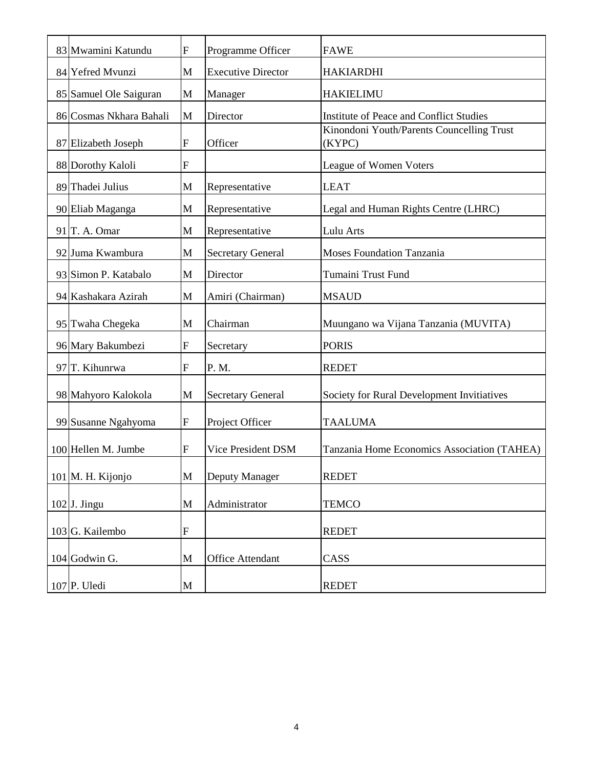| | | | | |
|---|---|---|---|---|
| 83 | Mwamini Katundu | F | Programme Officer | FAWE |
| 84 | Yefred Mvunzi | M | Executive Director | HAKIARDHI |
| 85 | Samuel Ole Saiguran | M | Manager | HAKIELIMU |
| 86 | Cosmas Nkhara Bahali | M | Director | Institute of Peace and Conflict Studies |
| 87 | Elizabeth Joseph | F | Officer | Kinondoni Youth/Parents Councelling Trust (KYPC) |
| 88 | Dorothy Kaloli | F | | League of Women Voters |
| 89 | Thadei Julius | M | Representative | LEAT |
| 90 | Eliab Maganga | M | Representative | Legal and Human Rights Centre (LHRC) |
| 91 | T. A. Omar | M | Representative | Lulu Arts |
| 92 | Juma Kwambura | M | Secretary General | Moses Foundation Tanzania |
| 93 | Simon P. Katabalo | M | Director | Tumaini Trust Fund |
| 94 | Kashakara Azirah | M | Amiri (Chairman) | MSAUD |
| 95 | Twaha Chegeka | M | Chairman | Muungano wa Vijana Tanzania (MUVITA) |
| 96 | Mary Bakumbezi | F | Secretary | PORIS |
| 97 | T. Kihunrwa | F | P. M. | REDET |
| 98 | Mahyoro Kalokola | M | Secretary General | Society for Rural Development Invitiatives |
| 99 | Susanne Ngahyoma | F | Project Officer | TAALUMA |
| 100 | Hellen M. Jumbe | F | Vice President DSM | Tanzania Home Economics Association (TAHEA) |
| 101 | M. H. Kijonjo | M | Deputy Manager | REDET |
| 102 | J. Jingu | M | Administrator | TEMCO |
| 103 | G. Kailembo | F | | REDET |
| 104 | Godwin G. | M | Office Attendant | CASS |
| 107 | P. Uledi | M | | REDET |